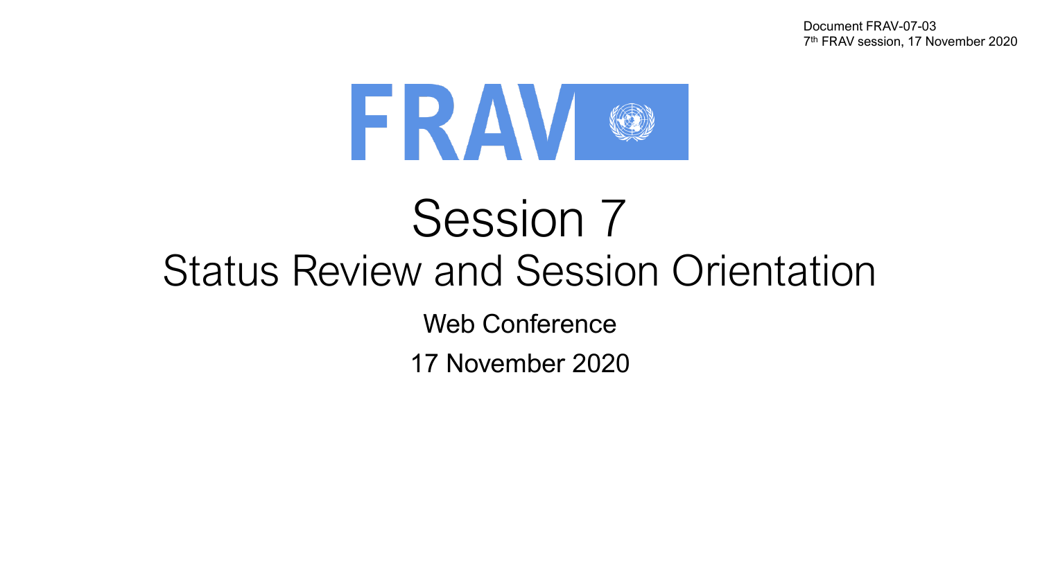Document FRAV-07-03
7th FRAV session, 17 November 2020

FRAV

# Session 7

## Status Review and Session Orientation

Web Conference

17 November 2020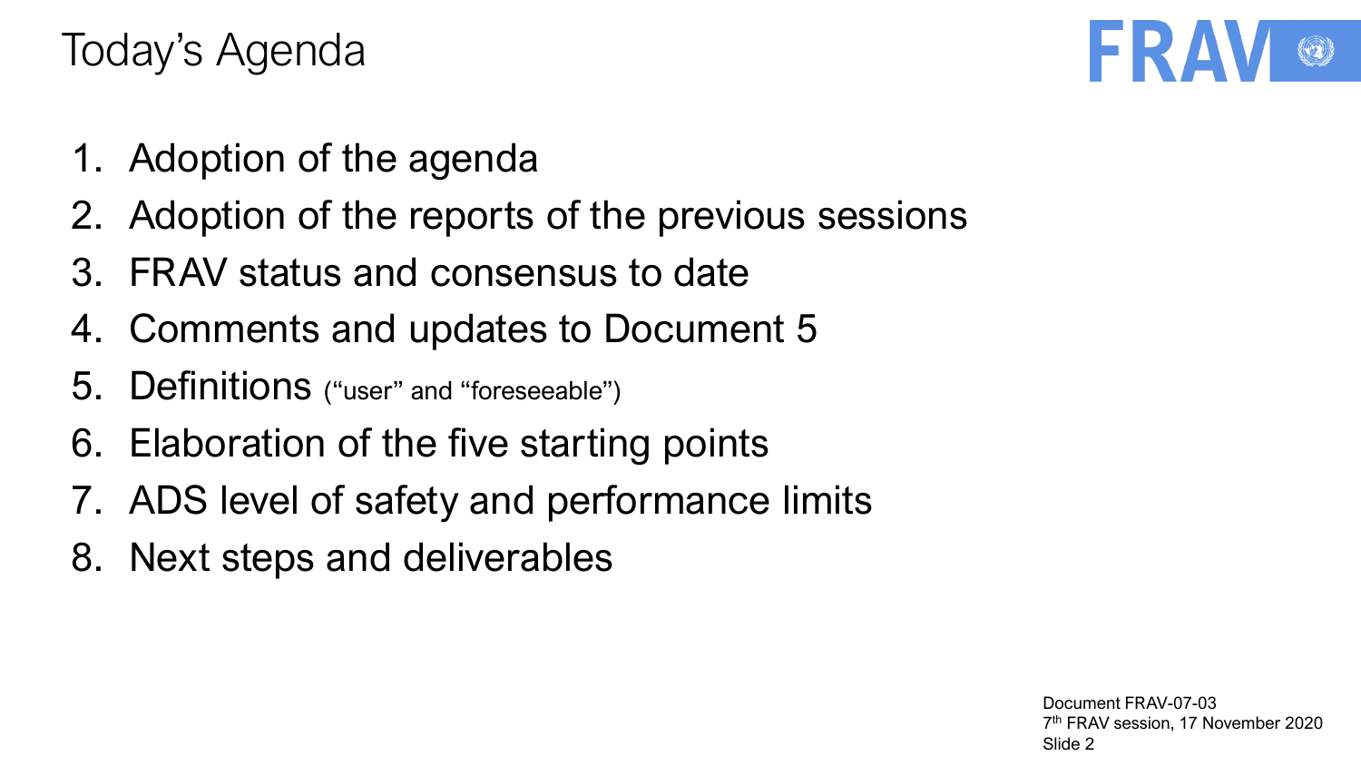# Today's Agenda

1. Adoption of the agenda
2. Adoption of the reports of the previous sessions
3. FRAV status and consensus to date
4. Comments and updates to Document 5
5. Definitions ("user" and "foreseeable")
6. Elaboration of the five starting points
7. ADS level of safety and performance limits
8. Next steps and deliverables

Document FRAV-07-03
7th FRAV session, 17 November 2020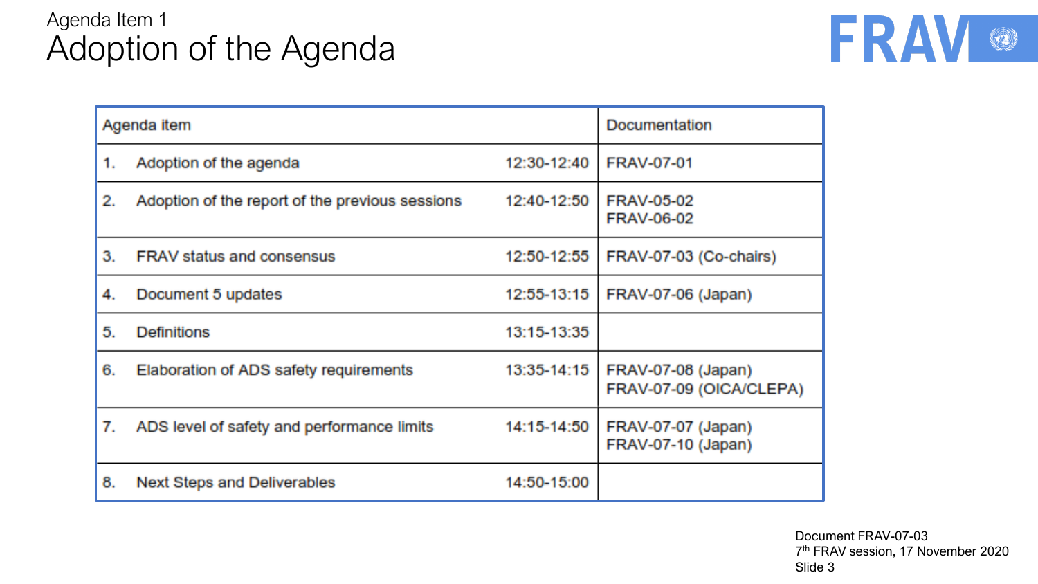Agenda Item 1

# Adoption of the Agenda

| Agenda item | | Documentation |
|---|---|---|
| 1. Adoption of the agenda | 12:30-12:40 | FRAV-07-01 |
| 2. Adoption of the report of the previous sessions | 12:40-12:50 | FRAV-05-02<br>FRAV-06-02 |
| 3. FRAV status and consensus | 12:50-12:55 | FRAV-07-03 (Co-chairs) |
| 4. Document 5 updates | 12:55-13:15 | FRAV-07-06 (Japan) |
| 5. Definitions | 13:15-13:35 | |
| 6. Elaboration of ADS safety requirements | 13:35-14:15 | FRAV-07-08 (Japan)<br>FRAV-07-09 (OICA/CLEPA) |
| 7. ADS level of safety and performance limits | 14:15-14:50 | FRAV-07-07 (Japan)<br>FRAV-07-10 (Japan) |
| 8. Next Steps and Deliverables | 14:50-15:00 | |

Document FRAV-07-03
7th FRAV session, 17 November 2020
Slide 3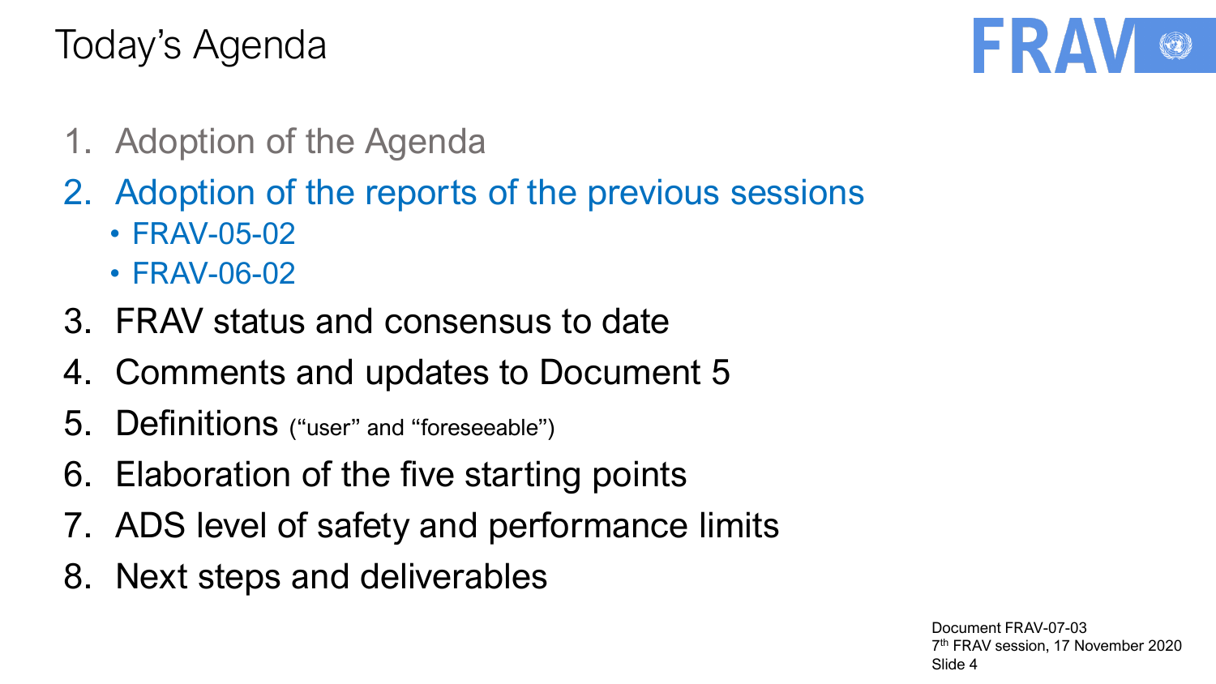# Today's Agenda

1. Adoption of the Agenda
2. Adoption of the reports of the previous sessions
   - FRAV-05-02
   - FRAV-06-02
3. FRAV status and consensus to date
4. Comments and updates to Document 5
5. Definitions ("user" and "foreseeable")
6. Elaboration of the five starting points
7. ADS level of safety and performance limits
8. Next steps and deliverables

Document FRAV-07-03
7th FRAV session, 17 November 2020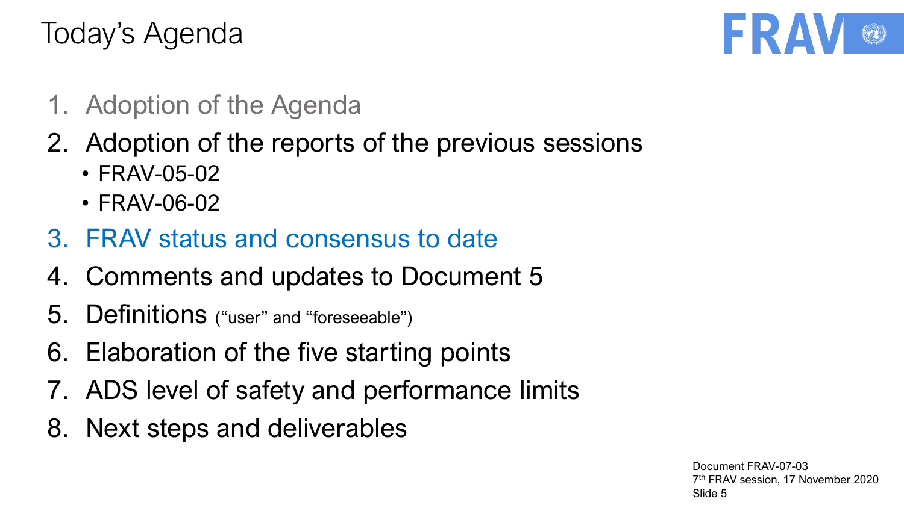# Today's Agenda

1. Adoption of the Agenda
2. Adoption of the reports of the previous sessions
   - FRAV-05-02
   - FRAV-06-02
3. FRAV status and consensus to date
4. Comments and updates to Document 5
5. Definitions ("user" and "foreseeable")
6. Elaboration of the five starting points
7. ADS level of safety and performance limits
8. Next steps and deliverables

Document FRAV-07-03
7th FRAV session, 17 November 2020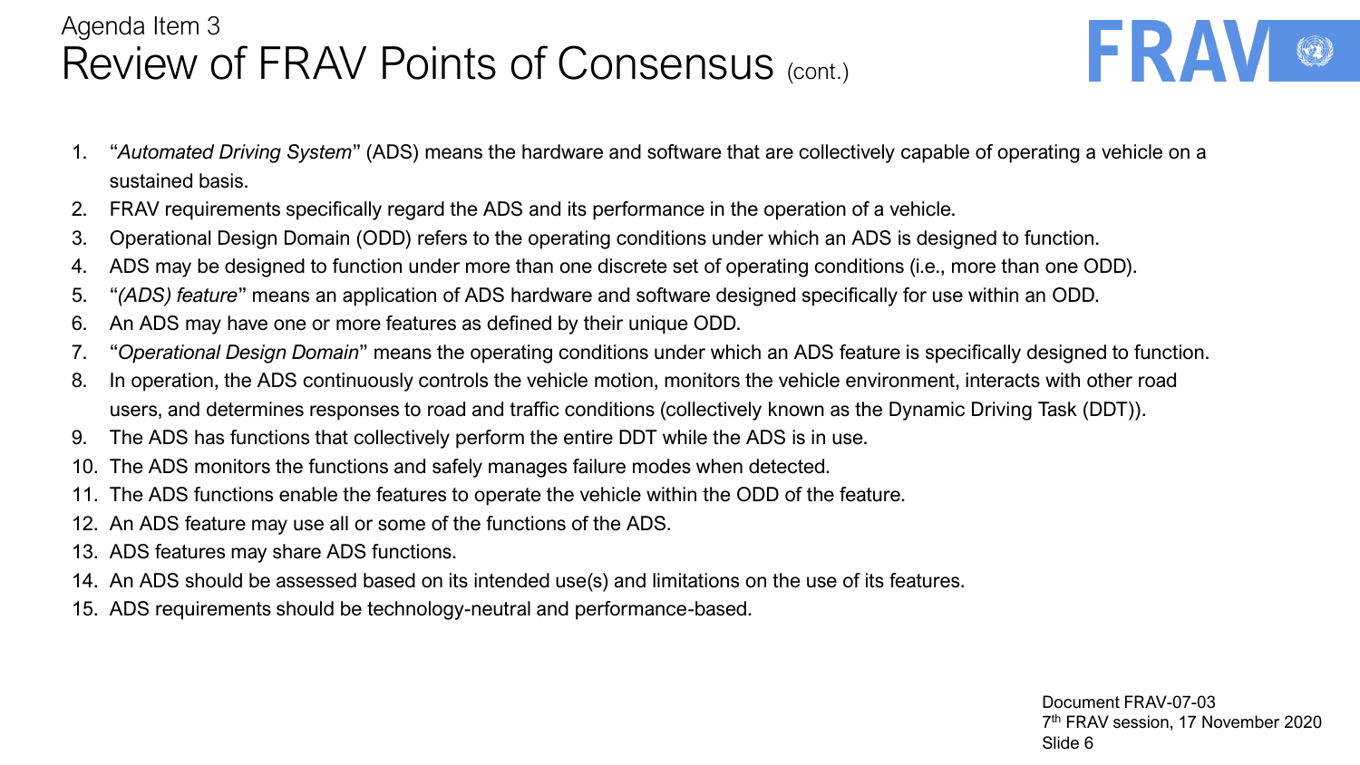Agenda Item 3

# Review of FRAV Points of Consensus (cont.)

FRAV

1. "*Automated Driving System*" (ADS) means the hardware and software that are collectively capable of operating a vehicle on a sustained basis.
2. FRAV requirements specifically regard the ADS and its performance in the operation of a vehicle.
3. Operational Design Domain (ODD) refers to the operating conditions under which an ADS is designed to function.
4. ADS may be designed to function under more than one discrete set of operating conditions (i.e., more than one ODD).
5. "*(ADS) feature*" means an application of ADS hardware and software designed specifically for use within an ODD.
6. An ADS may have one or more features as defined by their unique ODD.
7. "*Operational Design Domain*" means the operating conditions under which an ADS feature is specifically designed to function.
8. In operation, the ADS continuously controls the vehicle motion, monitors the vehicle environment, interacts with other road users, and determines responses to road and traffic conditions (collectively known as the Dynamic Driving Task (DDT)).
9. The ADS has functions that collectively perform the entire DDT while the ADS is in use.
10. The ADS monitors the functions and safely manages failure modes when detected.
11. The ADS functions enable the features to operate the vehicle within the ODD of the feature.
12. An ADS feature may use all or some of the functions of the ADS.
13. ADS features may share ADS functions.
14. An ADS should be assessed based on its intended use(s) and limitations on the use of its features.
15. ADS requirements should be technology-neutral and performance-based.

Document FRAV-07-03
7th FRAV session, 17 November 2020
Slide 6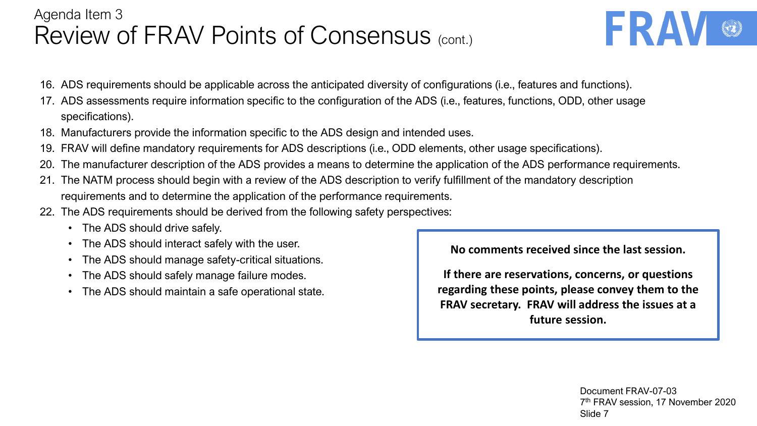Agenda Item 3

# Review of FRAV Points of Consensus (cont.)

16. ADS requirements should be applicable across the anticipated diversity of configurations (i.e., features and functions).
17. ADS assessments require information specific to the configuration of the ADS (i.e., features, functions, ODD, other usage specifications).
18. Manufacturers provide the information specific to the ADS design and intended uses.
19. FRAV will define mandatory requirements for ADS descriptions (i.e., ODD elements, other usage specifications).
20. The manufacturer description of the ADS provides a means to determine the application of the ADS performance requirements.
21. The NATM process should begin with a review of the ADS description to verify fulfillment of the mandatory description requirements and to determine the application of the performance requirements.
22. The ADS requirements should be derived from the following safety perspectives:
    - The ADS should drive safely.
    - The ADS should interact safely with the user.
    - The ADS should manage safety-critical situations.
    - The ADS should safely manage failure modes.
    - The ADS should maintain a safe operational state.

**No comments received since the last session.**

**If there are reservations, concerns, or questions regarding these points, please convey them to the FRAV secretary. FRAV will address the issues at a future session.**

Document FRAV-07-03
7th FRAV session, 17 November 2020
Slide 7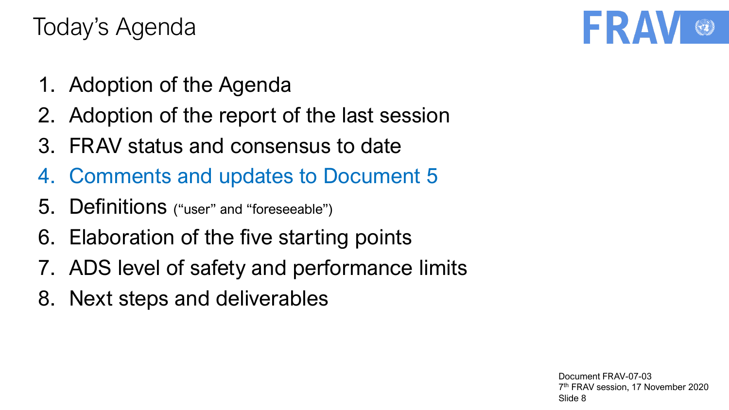# Today's Agenda

1. Adoption of the Agenda
2. Adoption of the report of the last session
3. FRAV status and consensus to date
4. Comments and updates to Document 5
5. Definitions ("user" and "foreseeable")
6. Elaboration of the five starting points
7. ADS level of safety and performance limits
8. Next steps and deliverables

Document FRAV-07-03
7th FRAV session, 17 November 2020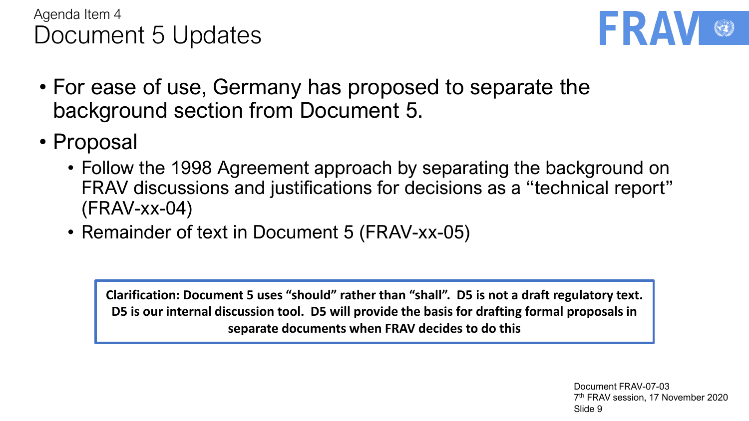Agenda Item 4

# Document 5 Updates

- For ease of use, Germany has proposed to separate the background section from Document 5.
- Proposal
  - Follow the 1998 Agreement approach by separating the background on FRAV discussions and justifications for decisions as a "technical report" (FRAV-xx-04)
  - Remainder of text in Document 5 (FRAV-xx-05)

**Clarification: Document 5 uses "should" rather than "shall". D5 is not a draft regulatory text. D5 is our internal discussion tool. D5 will provide the basis for drafting formal proposals in separate documents when FRAV decides to do this**

Document FRAV-07-03
7th FRAV session, 17 November 2020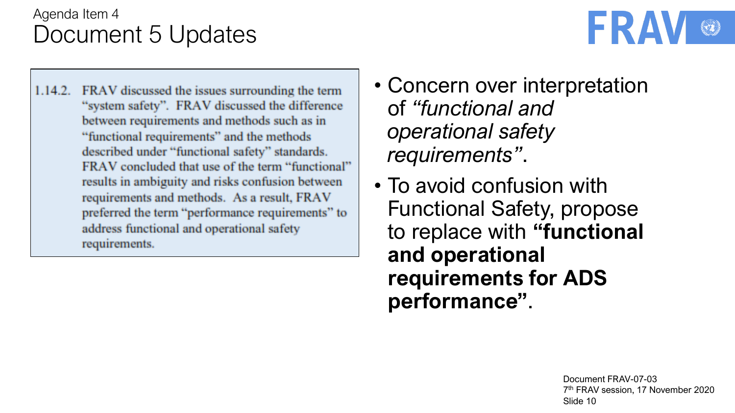Agenda Item 4

# Document 5 Updates

> 1.14.2. FRAV discussed the issues surrounding the term "system safety". FRAV discussed the difference between requirements and methods such as in "functional requirements" and the methods described under "functional safety" standards. FRAV concluded that use of the term "functional" results in ambiguity and risks confusion between requirements and methods. As a result, FRAV preferred the term "performance requirements" to address functional and operational safety requirements.

- Concern over interpretation of *"functional and operational safety requirements"*.
- To avoid confusion with Functional Safety, propose to replace with **"functional and operational requirements for ADS performance"**.

Document FRAV-07-03
7th FRAV session, 17 November 2020
Slide 10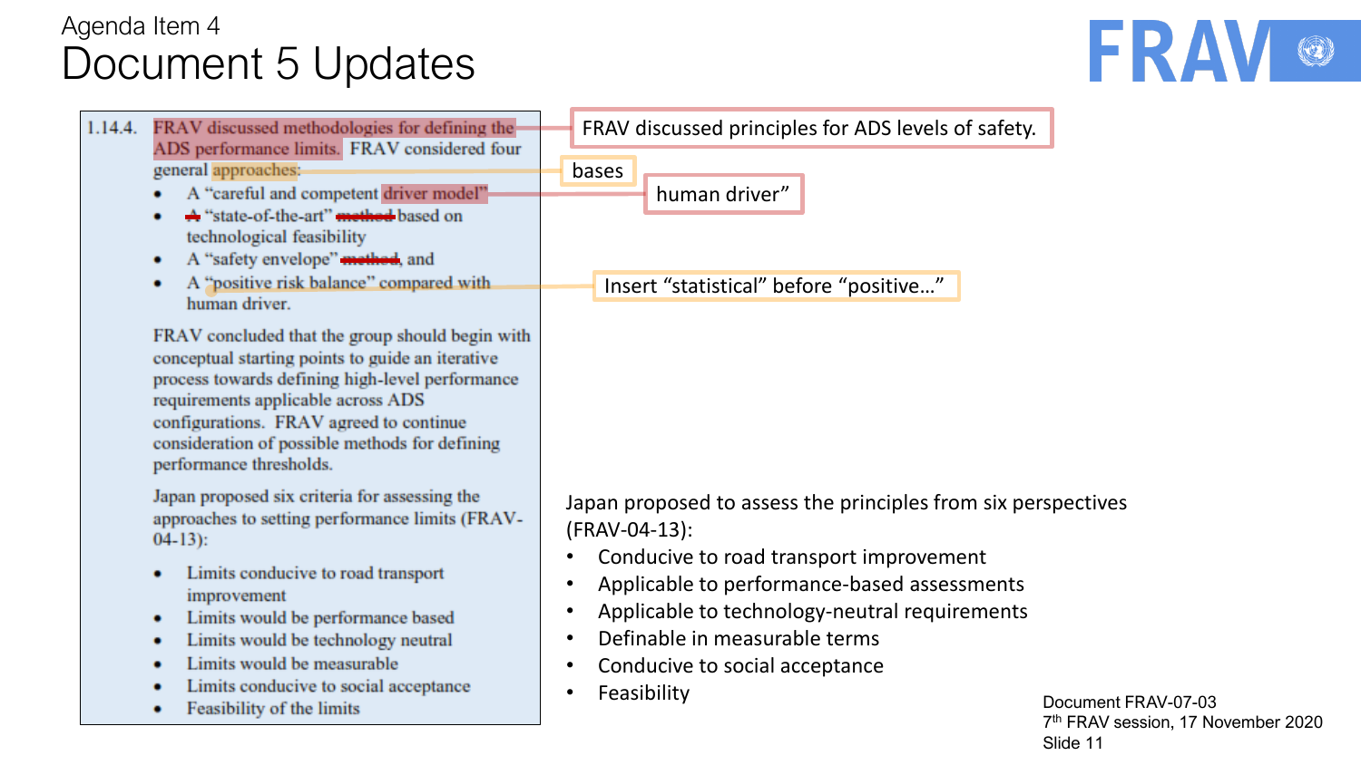Agenda Item 4

# Document 5 Updates

1.14.4. FRAV discussed methodologies for defining the ADS performance limits. FRAV considered four general approaches:

- A "careful and competent driver model"
- ~~A~~ "state-of-the-art" ~~method~~ based on technological feasibility
- A "safety envelope" ~~method~~, and
- A "positive risk balance" compared with human driver.

FRAV concluded that the group should begin with conceptual starting points to guide an iterative process towards defining high-level performance requirements applicable across ADS configurations. FRAV agreed to continue consideration of possible methods for defining performance thresholds.

Japan proposed six criteria for assessing the approaches to setting performance limits (FRAV-04-13):

- Limits conducive to road transport improvement
- Limits would be performance based
- Limits would be technology neutral
- Limits would be measurable
- Limits conducive to social acceptance
- Feasibility of the limits

FRAV discussed principles for ADS levels of safety.

bases

human driver"

Insert "statistical" before "positive…"

Japan proposed to assess the principles from six perspectives (FRAV-04-13):

- Conducive to road transport improvement
- Applicable to performance-based assessments
- Applicable to technology-neutral requirements
- Definable in measurable terms
- Conducive to social acceptance
- Feasibility

Document FRAV-07-03
7th FRAV session, 17 November 2020
Slide 11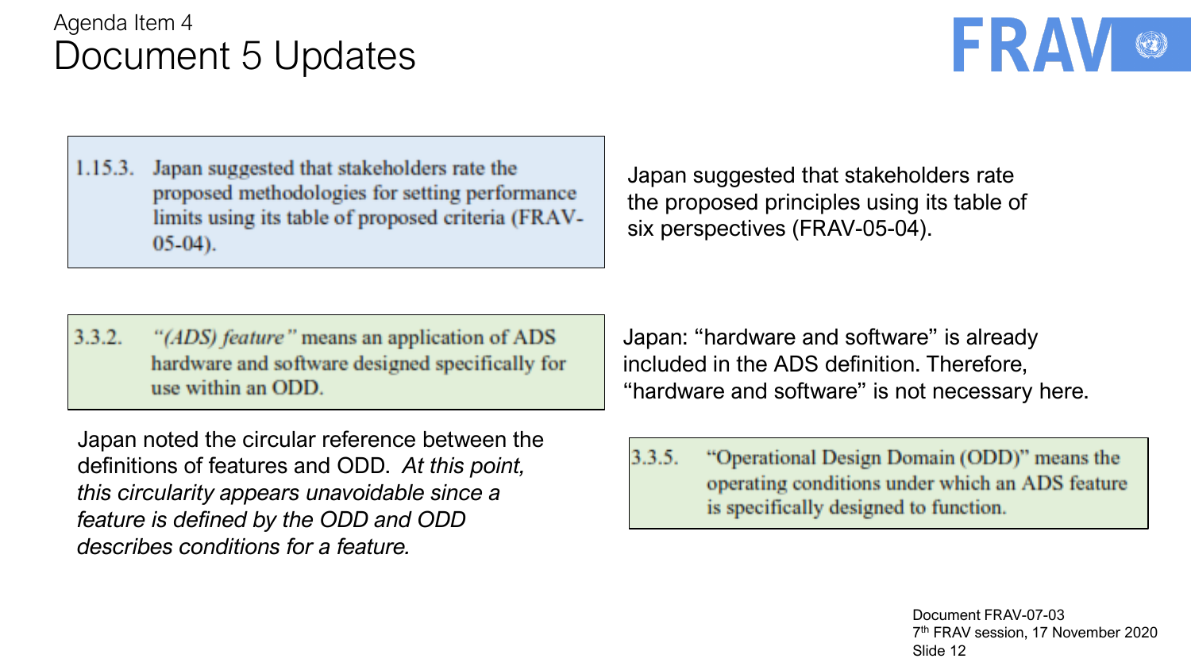Agenda Item 4

# Document 5 Updates

> 1.15.3. Japan suggested that stakeholders rate the proposed methodologies for setting performance limits using its table of proposed criteria (FRAV-05-04).

Japan suggested that stakeholders rate the proposed principles using its table of six perspectives (FRAV-05-04).

> 3.3.2. *"(ADS) feature"* means an application of ADS hardware and software designed specifically for use within an ODD.

Japan: "hardware and software" is already included in the ADS definition. Therefore, "hardware and software" is not necessary here.

Japan noted the circular reference between the definitions of features and ODD. *At this point, this circularity appears unavoidable since a feature is defined by the ODD and ODD describes conditions for a feature.*

> 3.3.5. "Operational Design Domain (ODD)" means the operating conditions under which an ADS feature is specifically designed to function.

Document FRAV-07-03
7th FRAV session, 17 November 2020
Slide 12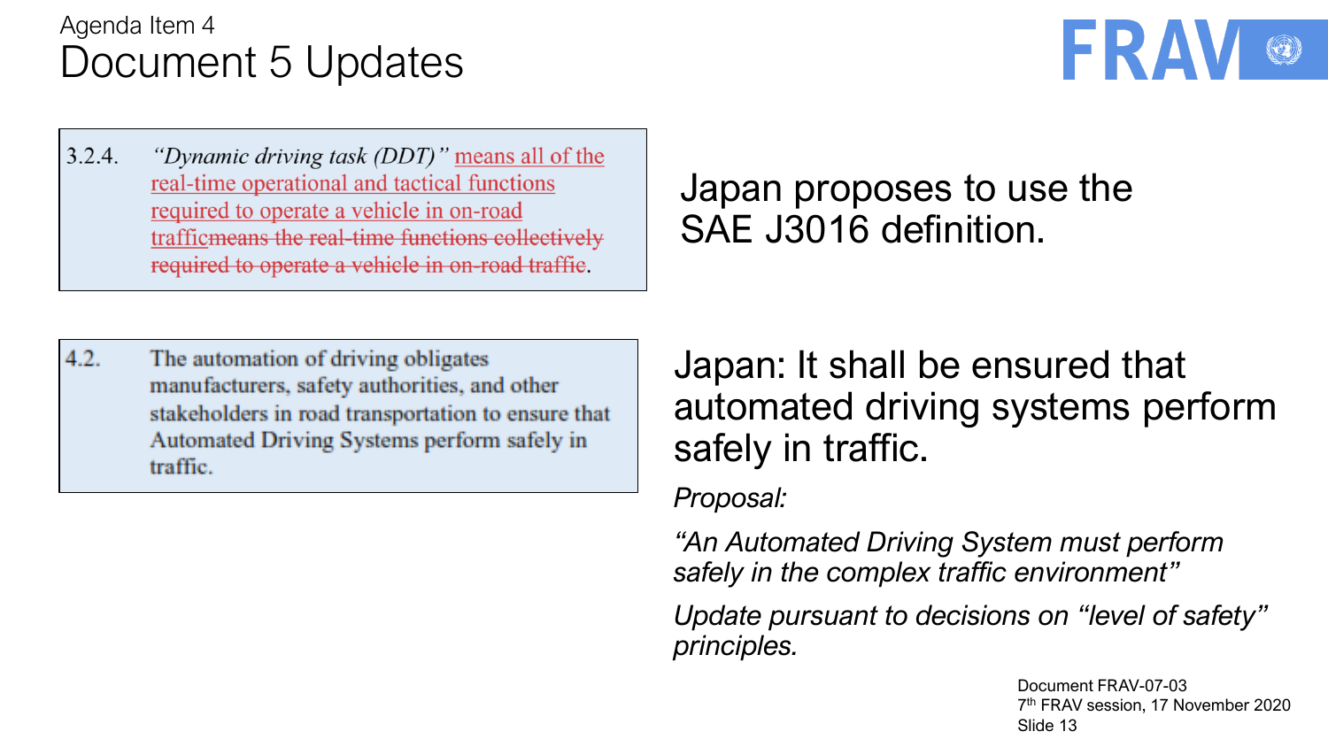Agenda Item 4

# Document 5 Updates

3.2.4. *"Dynamic driving task (DDT)"* means all of the real-time operational and tactical functions required to operate a vehicle in on-road traffic~~means the real-time functions collectively required to operate a vehicle in on-road traffic~~.

Japan proposes to use the SAE J3016 definition.

4.2. The automation of driving obligates manufacturers, safety authorities, and other stakeholders in road transportation to ensure that Automated Driving Systems perform safely in traffic.

Japan: It shall be ensured that automated driving systems perform safely in traffic.

*Proposal:*

*"An Automated Driving System must perform safely in the complex traffic environment"*

*Update pursuant to decisions on "level of safety" principles.*

Document FRAV-07-03
7th FRAV session, 17 November 2020
Slide 13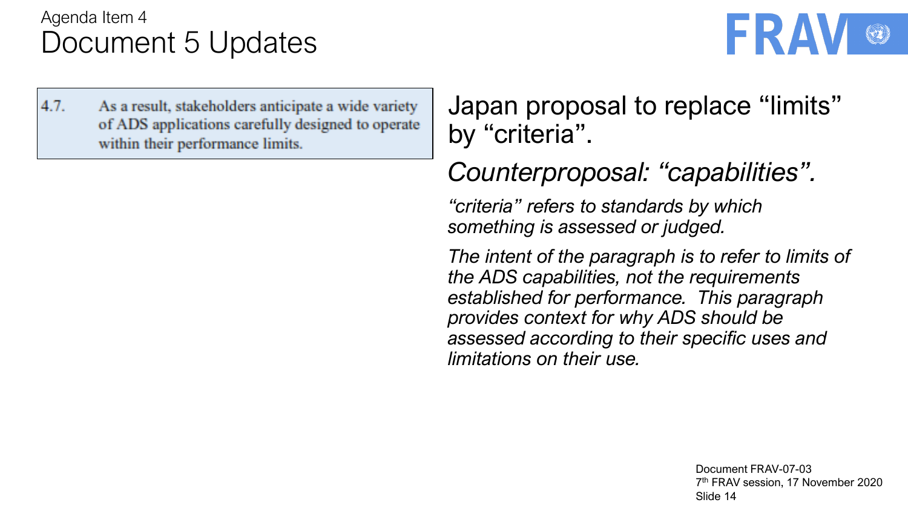Agenda Item 4

# Document 5 Updates

> 4.7. As a result, stakeholders anticipate a wide variety of ADS applications carefully designed to operate within their performance limits.

Japan proposal to replace “limits” by “criteria”.

*Counterproposal: “capabilities”.*

*“criteria” refers to standards by which something is assessed or judged.*

*The intent of the paragraph is to refer to limits of the ADS capabilities, not the requirements established for performance. This paragraph provides context for why ADS should be assessed according to their specific uses and limitations on their use.*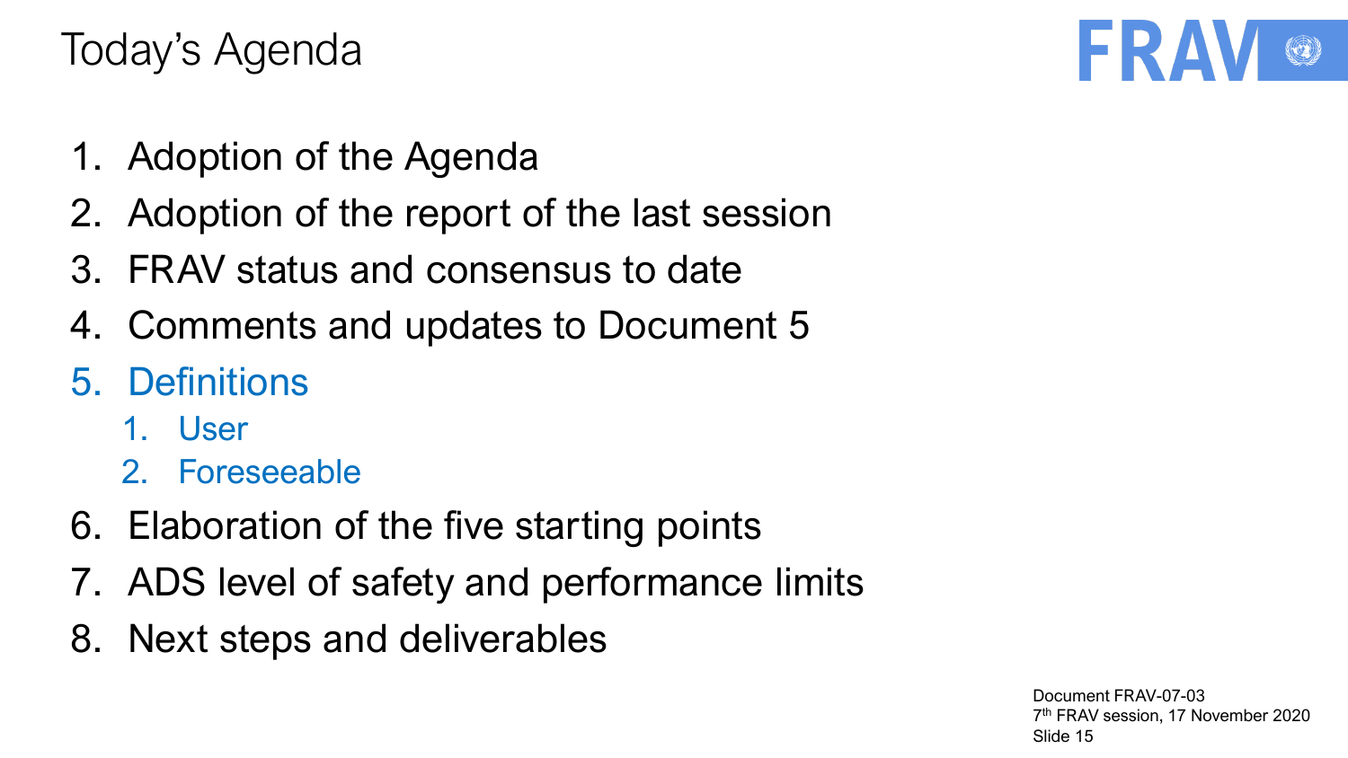# Today's Agenda

1. Adoption of the Agenda
2. Adoption of the report of the last session
3. FRAV status and consensus to date
4. Comments and updates to Document 5
5. Definitions
   1. User
   2. Foreseeable
6. Elaboration of the five starting points
7. ADS level of safety and performance limits
8. Next steps and deliverables

Document FRAV-07-03
7th FRAV session, 17 November 2020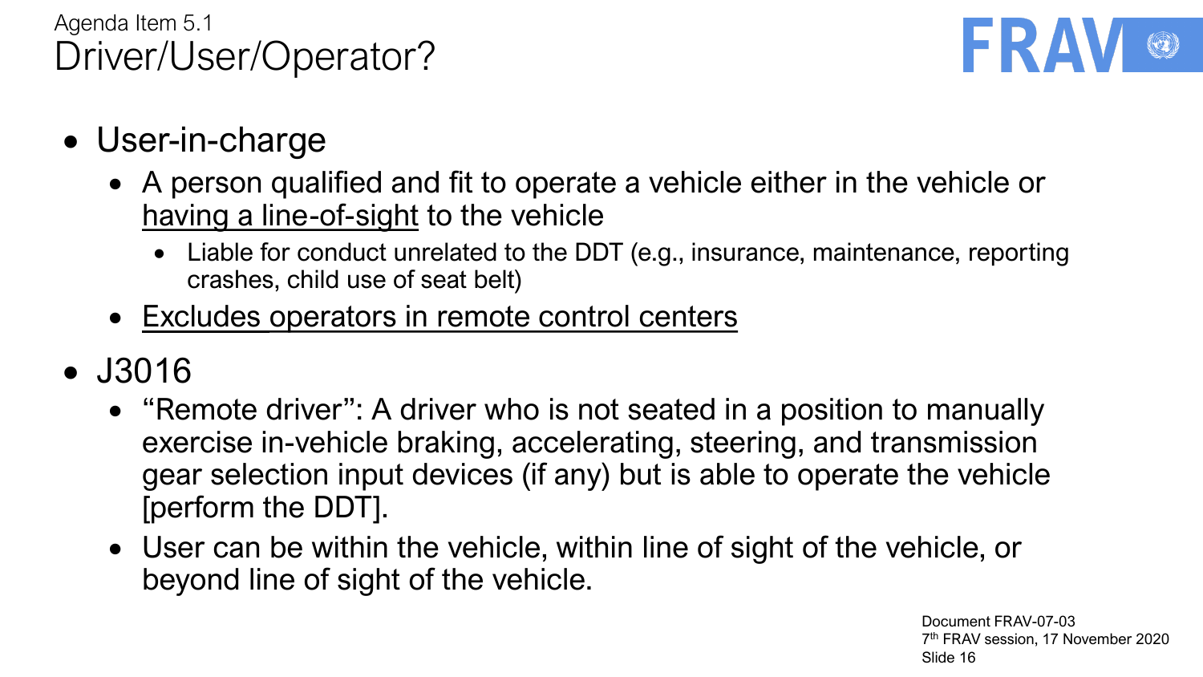Agenda Item 5.1

# Driver/User/Operator?

- User-in-charge
  - A person qualified and fit to operate a vehicle either in the vehicle or <u>having a line-of-sight</u> to the vehicle
    - Liable for conduct unrelated to the DDT (e.g., insurance, maintenance, reporting crashes, child use of seat belt)
  - <u>Excludes operators in remote control centers</u>
- J3016
  - "Remote driver": A driver who is not seated in a position to manually exercise in-vehicle braking, accelerating, steering, and transmission gear selection input devices (if any) but is able to operate the vehicle [perform the DDT].
  - User can be within the vehicle, within line of sight of the vehicle, or beyond line of sight of the vehicle.

Document FRAV-07-03
7th FRAV session, 17 November 2020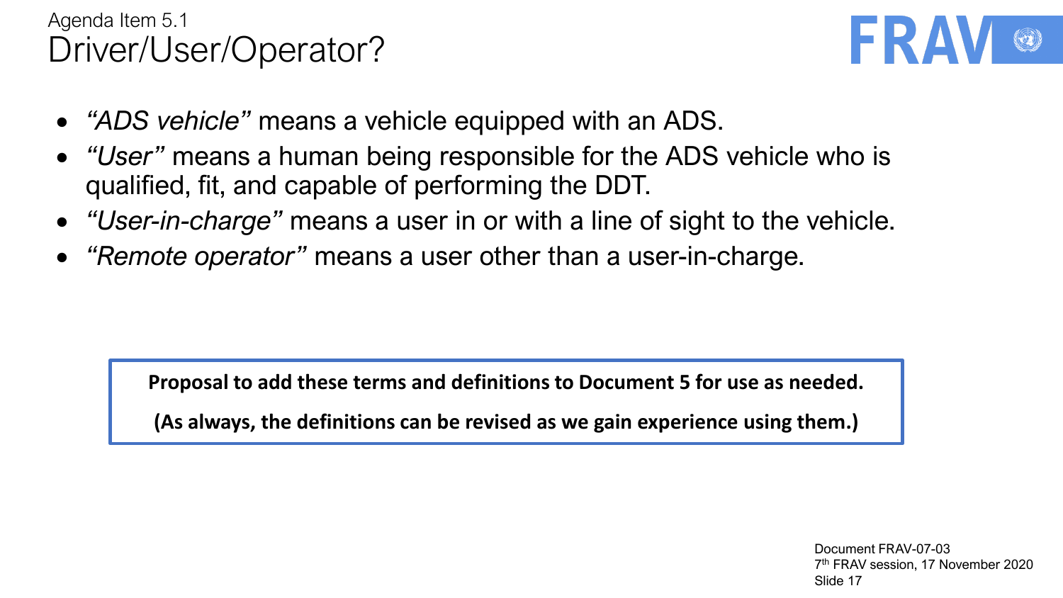Agenda Item 5.1

# Driver/User/Operator?

- *"ADS vehicle"* means a vehicle equipped with an ADS.
- *"User"* means a human being responsible for the ADS vehicle who is qualified, fit, and capable of performing the DDT.
- *"User-in-charge"* means a user in or with a line of sight to the vehicle.
- *"Remote operator"* means a user other than a user-in-charge.

**Proposal to add these terms and definitions to Document 5 for use as needed.**

**(As always, the definitions can be revised as we gain experience using them.)**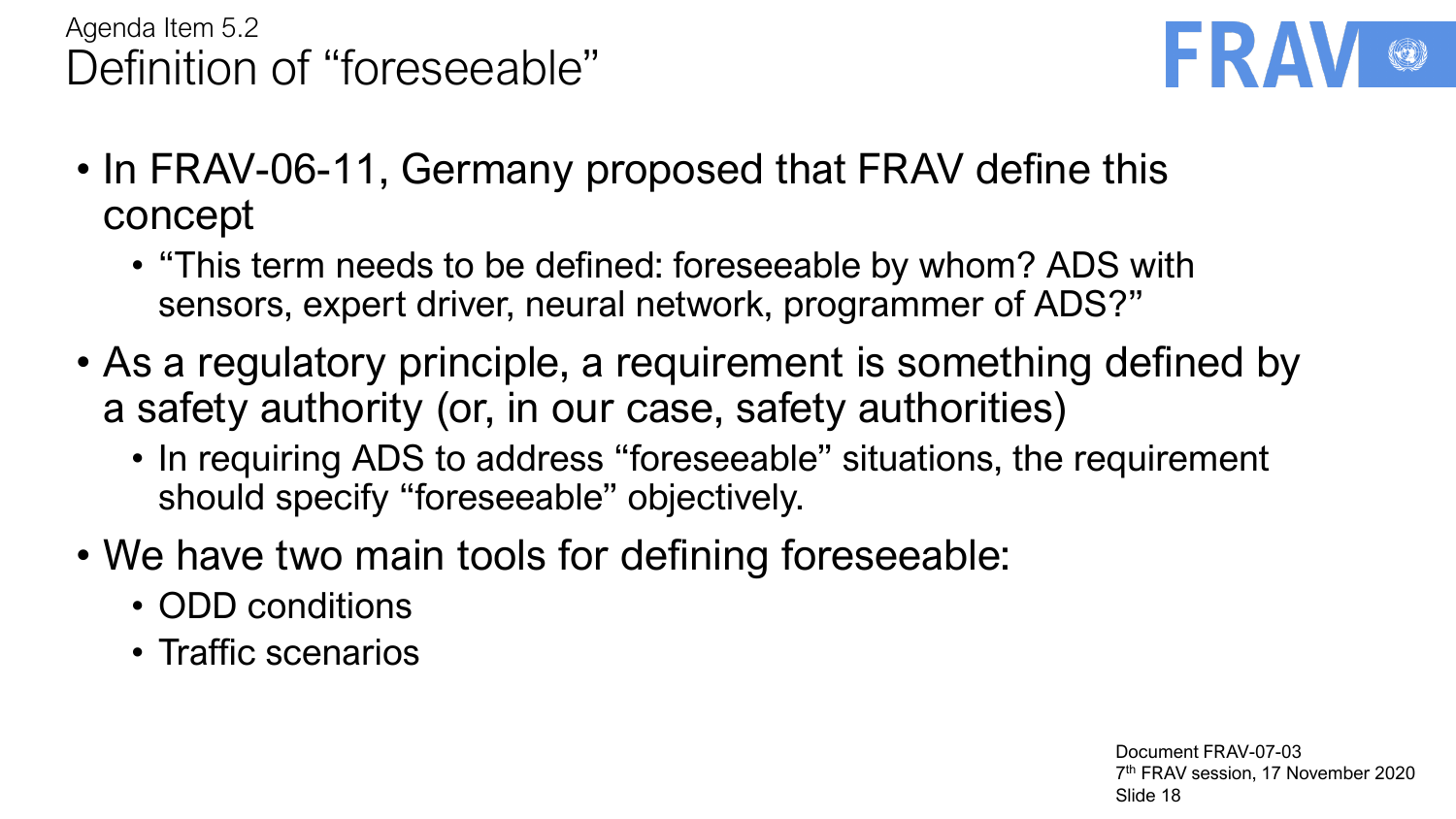Agenda Item 5.2

# Definition of "foreseeable"

- In FRAV-06-11, Germany proposed that FRAV define this concept
  - "This term needs to be defined: foreseeable by whom? ADS with sensors, expert driver, neural network, programmer of ADS?"
- As a regulatory principle, a requirement is something defined by a safety authority (or, in our case, safety authorities)
  - In requiring ADS to address "foreseeable" situations, the requirement should specify "foreseeable" objectively.
- We have two main tools for defining foreseeable:
  - ODD conditions
  - Traffic scenarios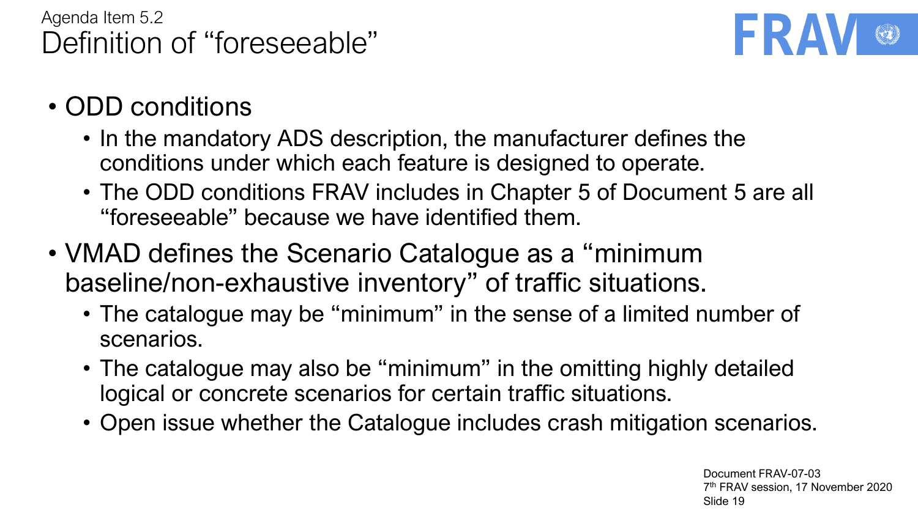Agenda Item 5.2

# Definition of "foreseeable"

- ODD conditions
  - In the mandatory ADS description, the manufacturer defines the conditions under which each feature is designed to operate.
  - The ODD conditions FRAV includes in Chapter 5 of Document 5 are all "foreseeable" because we have identified them.
- VMAD defines the Scenario Catalogue as a "minimum baseline/non-exhaustive inventory" of traffic situations.
  - The catalogue may be "minimum" in the sense of a limited number of scenarios.
  - The catalogue may also be "minimum" in the omitting highly detailed logical or concrete scenarios for certain traffic situations.
  - Open issue whether the Catalogue includes crash mitigation scenarios.

Document FRAV-07-03
7th FRAV session, 17 November 2020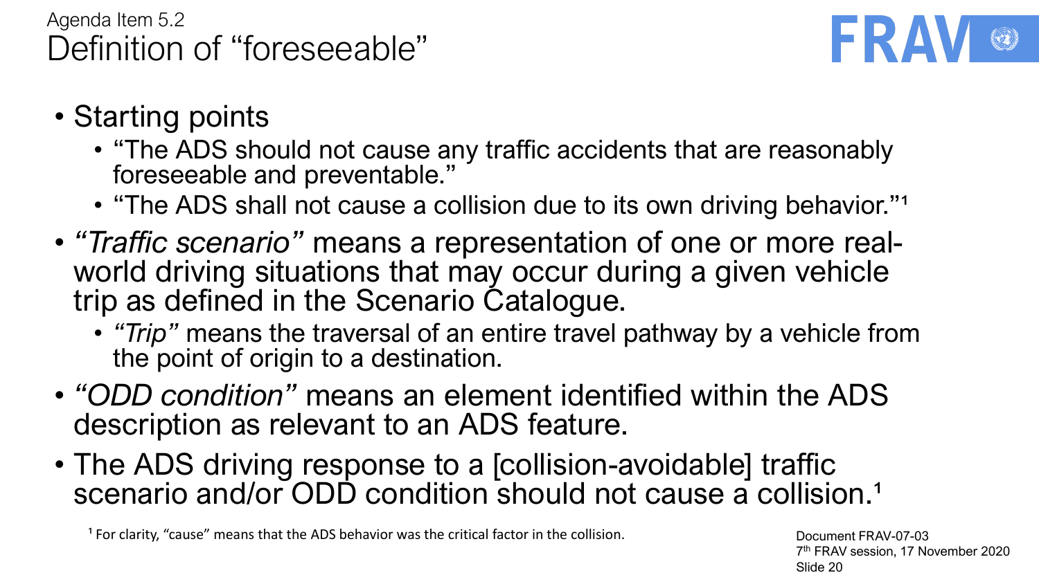Agenda Item 5.2

# Definition of "foreseeable"

- Starting points
  - "The ADS should not cause any traffic accidents that are reasonably foreseeable and preventable."
  - "The ADS shall not cause a collision due to its own driving behavior."[1]
- *"Traffic scenario"* means a representation of one or more real-world driving situations that may occur during a given vehicle trip as defined in the Scenario Catalogue.
  - *"Trip"* means the traversal of an entire travel pathway by a vehicle from the point of origin to a destination.
- *"ODD condition"* means an element identified within the ADS description as relevant to an ADS feature.
- The ADS driving response to a [collision-avoidable] traffic scenario and/or ODD condition should not cause a collision.[1]

[1] For clarity, "cause" means that the ADS behavior was the critical factor in the collision.

Document FRAV-07-03
7th FRAV session, 17 November 2020
Slide 20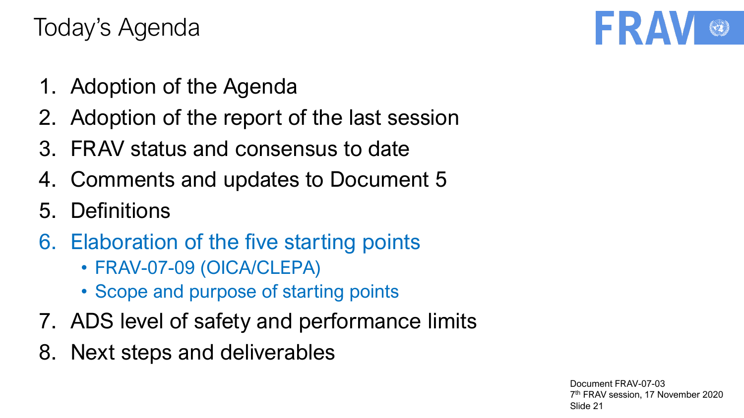# Today's Agenda

1. Adoption of the Agenda
2. Adoption of the report of the last session
3. FRAV status and consensus to date
4. Comments and updates to Document 5
5. Definitions
6. Elaboration of the five starting points
   - FRAV-07-09 (OICA/CLEPA)
   - Scope and purpose of starting points
7. ADS level of safety and performance limits
8. Next steps and deliverables

Document FRAV-07-03
7th FRAV session, 17 November 2020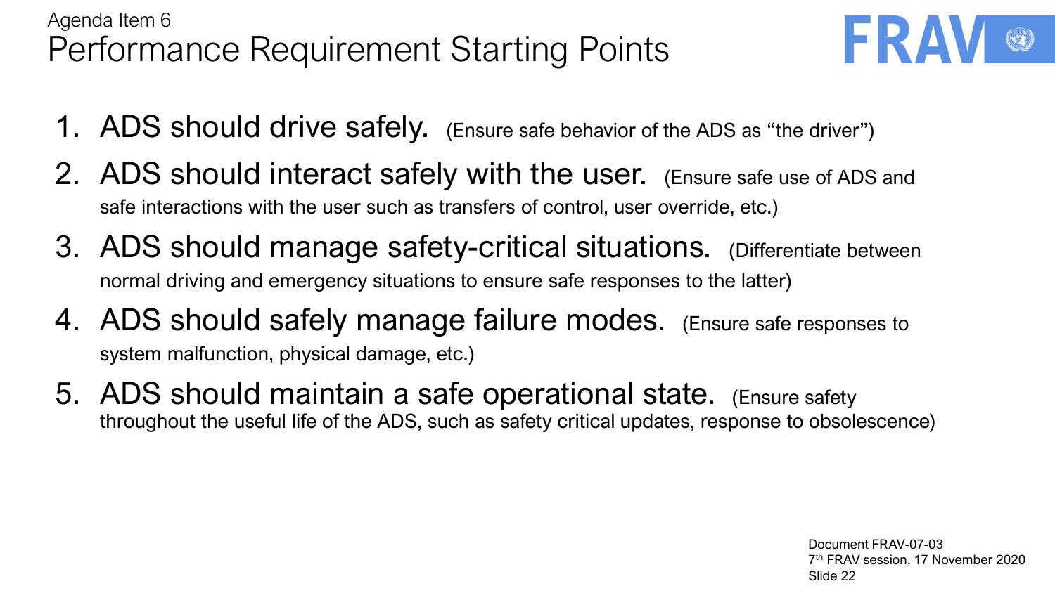Agenda Item 6

# Performance Requirement Starting Points

1. ADS should drive safely. (Ensure safe behavior of the ADS as "the driver")
2. ADS should interact safely with the user. (Ensure safe use of ADS and safe interactions with the user such as transfers of control, user override, etc.)
3. ADS should manage safety-critical situations. (Differentiate between normal driving and emergency situations to ensure safe responses to the latter)
4. ADS should safely manage failure modes. (Ensure safe responses to system malfunction, physical damage, etc.)
5. ADS should maintain a safe operational state. (Ensure safety throughout the useful life of the ADS, such as safety critical updates, response to obsolescence)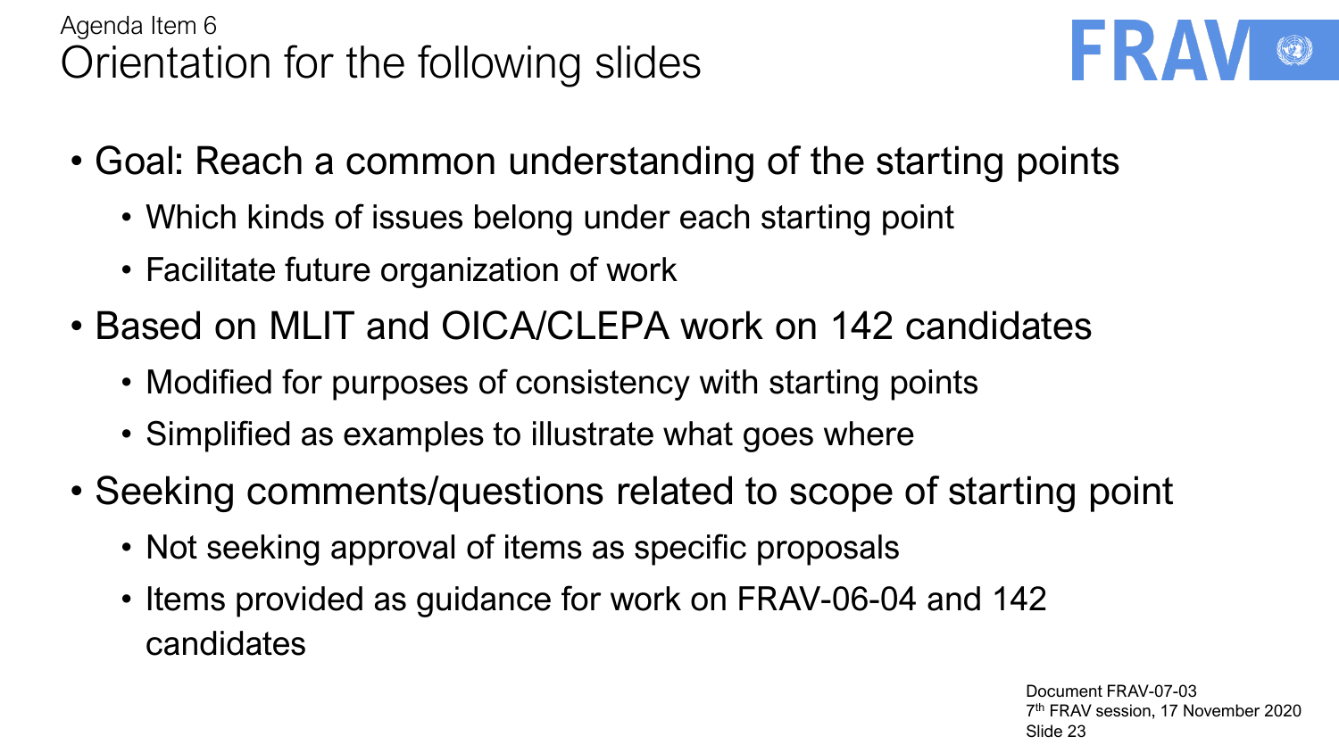Agenda Item 6

# Orientation for the following slides

- Goal: Reach a common understanding of the starting points
  - Which kinds of issues belong under each starting point
  - Facilitate future organization of work
- Based on MLIT and OICA/CLEPA work on 142 candidates
  - Modified for purposes of consistency with starting points
  - Simplified as examples to illustrate what goes where
- Seeking comments/questions related to scope of starting point
  - Not seeking approval of items as specific proposals
  - Items provided as guidance for work on FRAV-06-04 and 142 candidates

Document FRAV-07-03
7th FRAV session, 17 November 2020
Slide 23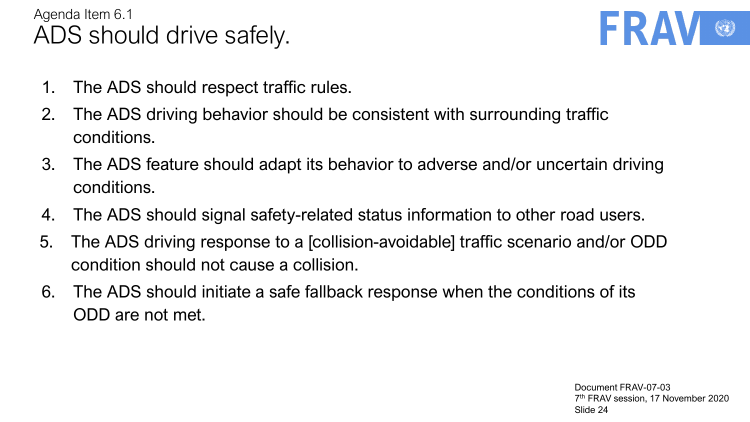Agenda Item 6.1

# ADS should drive safely.

1. The ADS should respect traffic rules.
2. The ADS driving behavior should be consistent with surrounding traffic conditions.
3. The ADS feature should adapt its behavior to adverse and/or uncertain driving conditions.
4. The ADS should signal safety-related status information to other road users.
5. The ADS driving response to a [collision-avoidable] traffic scenario and/or ODD condition should not cause a collision.
6. The ADS should initiate a safe fallback response when the conditions of its ODD are not met.

Document FRAV-07-03
7th FRAV session, 17 November 2020
Slide 24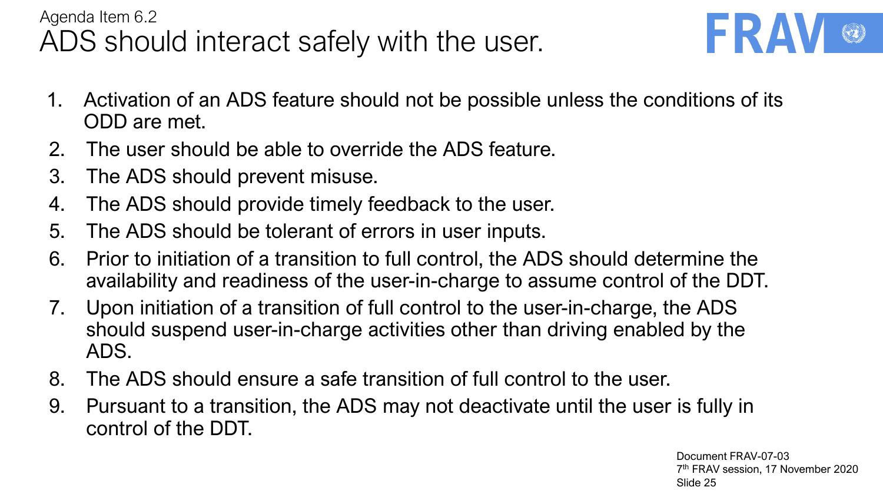Agenda Item 6.2

# ADS should interact safely with the user.

1. Activation of an ADS feature should not be possible unless the conditions of its ODD are met.
2. The user should be able to override the ADS feature.
3. The ADS should prevent misuse.
4. The ADS should provide timely feedback to the user.
5. The ADS should be tolerant of errors in user inputs.
6. Prior to initiation of a transition to full control, the ADS should determine the availability and readiness of the user-in-charge to assume control of the DDT.
7. Upon initiation of a transition of full control to the user-in-charge, the ADS should suspend user-in-charge activities other than driving enabled by the ADS.
8. The ADS should ensure a safe transition of full control to the user.
9. Pursuant to a transition, the ADS may not deactivate until the user is fully in control of the DDT.

Document FRAV-07-03
7th FRAV session, 17 November 2020
Slide 25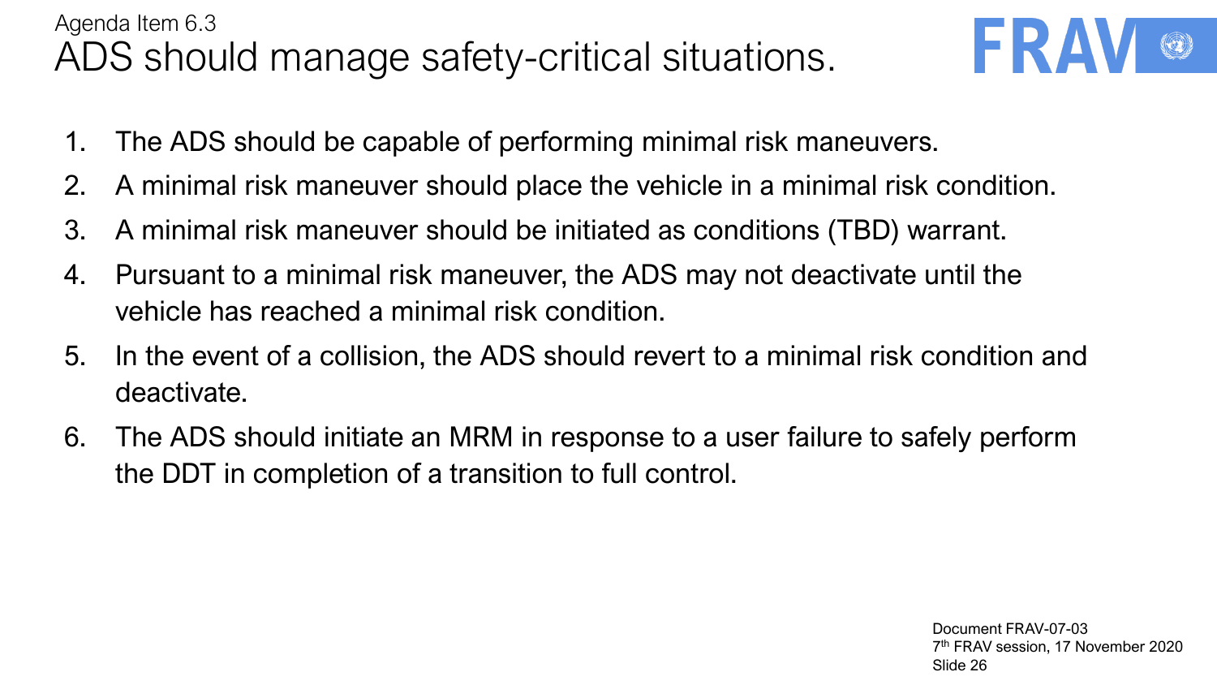Agenda Item 6.3

# ADS should manage safety-critical situations.

FRAV

1. The ADS should be capable of performing minimal risk maneuvers.
2. A minimal risk maneuver should place the vehicle in a minimal risk condition.
3. A minimal risk maneuver should be initiated as conditions (TBD) warrant.
4. Pursuant to a minimal risk maneuver, the ADS may not deactivate until the vehicle has reached a minimal risk condition.
5. In the event of a collision, the ADS should revert to a minimal risk condition and deactivate.
6. The ADS should initiate an MRM in response to a user failure to safely perform the DDT in completion of a transition to full control.

Document FRAV-07-03
7th FRAV session, 17 November 2020
Slide 26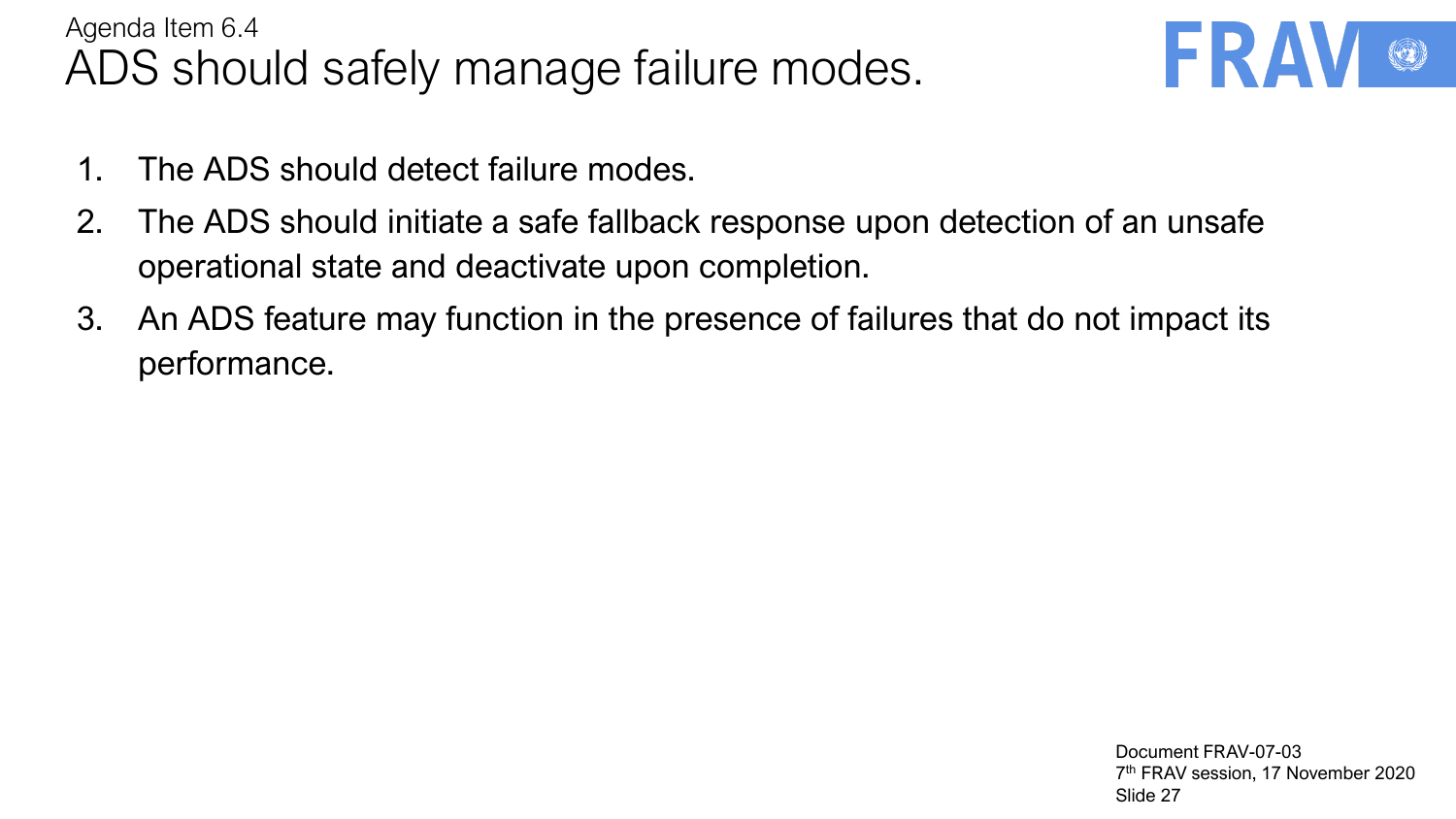Agenda Item 6.4

# ADS should safely manage failure modes.

1. The ADS should detect failure modes.
2. The ADS should initiate a safe fallback response upon detection of an unsafe operational state and deactivate upon completion.
3. An ADS feature may function in the presence of failures that do not impact its performance.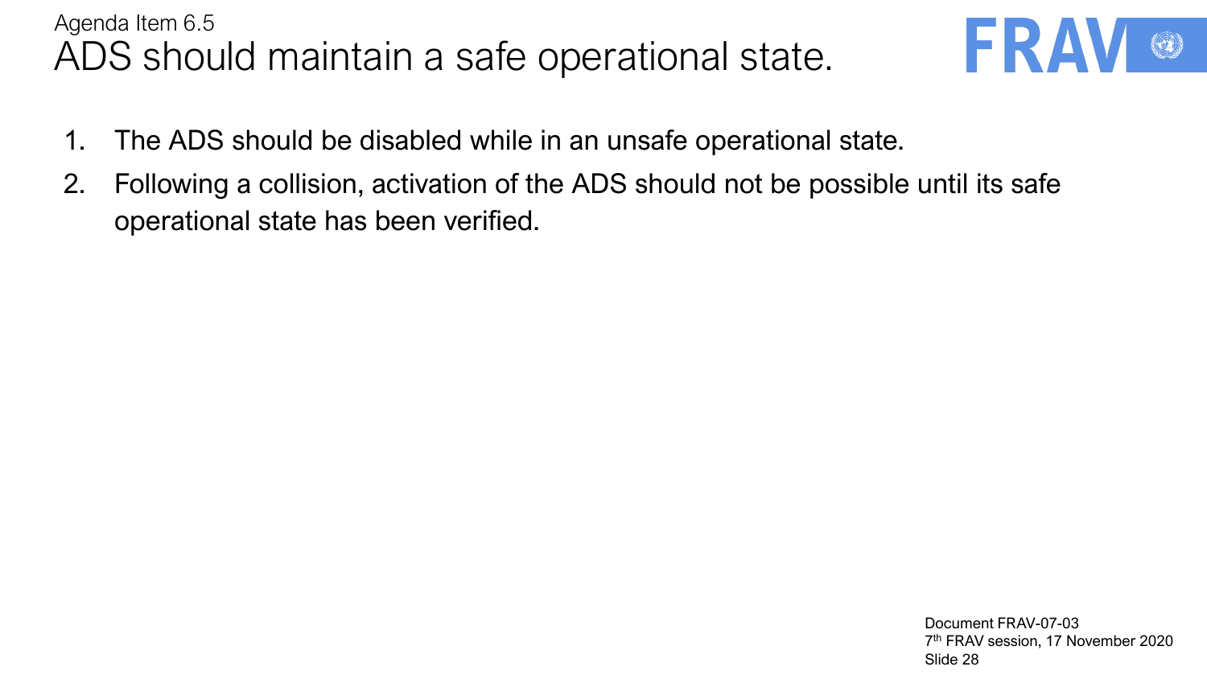Agenda Item 6.5

# ADS should maintain a safe operational state.

1. The ADS should be disabled while in an unsafe operational state.
2. Following a collision, activation of the ADS should not be possible until its safe operational state has been verified.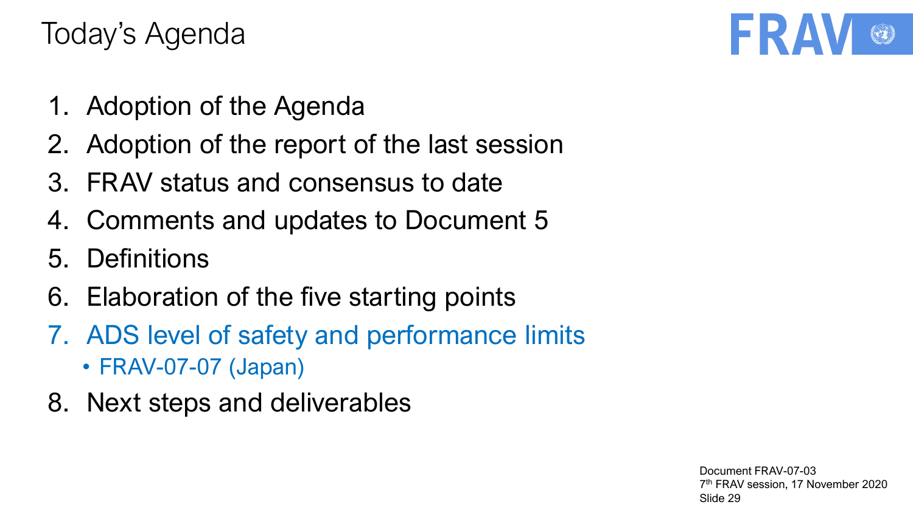# Today's Agenda

1. Adoption of the Agenda
2. Adoption of the report of the last session
3. FRAV status and consensus to date
4. Comments and updates to Document 5
5. Definitions
6. Elaboration of the five starting points
7. ADS level of safety and performance limits
   - FRAV-07-07 (Japan)
8. Next steps and deliverables

Document FRAV-07-03
7th FRAV session, 17 November 2020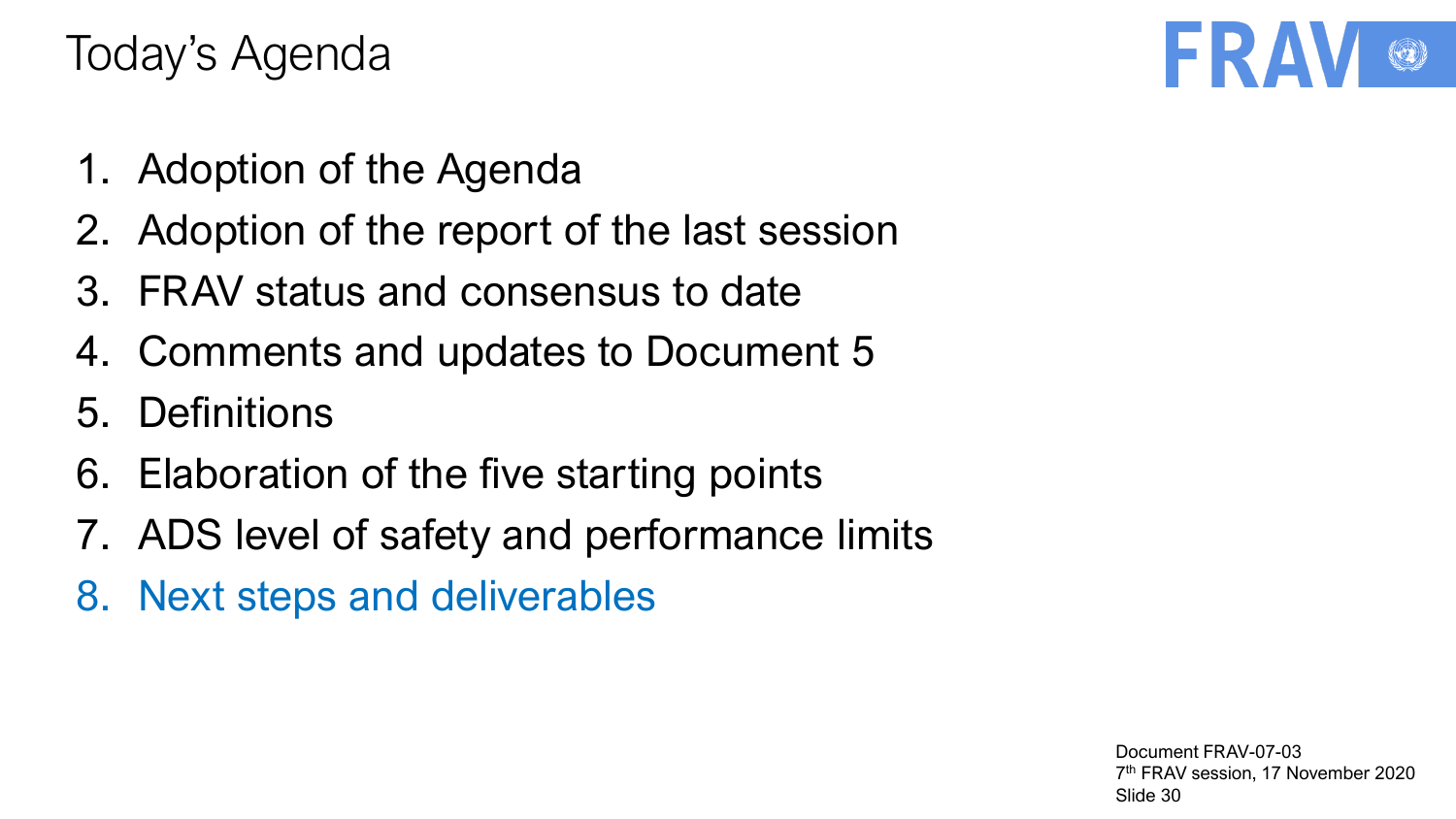# Today's Agenda

1. Adoption of the Agenda
2. Adoption of the report of the last session
3. FRAV status and consensus to date
4. Comments and updates to Document 5
5. Definitions
6. Elaboration of the five starting points
7. ADS level of safety and performance limits
8. Next steps and deliverables

Document FRAV-07-03
7th FRAV session, 17 November 2020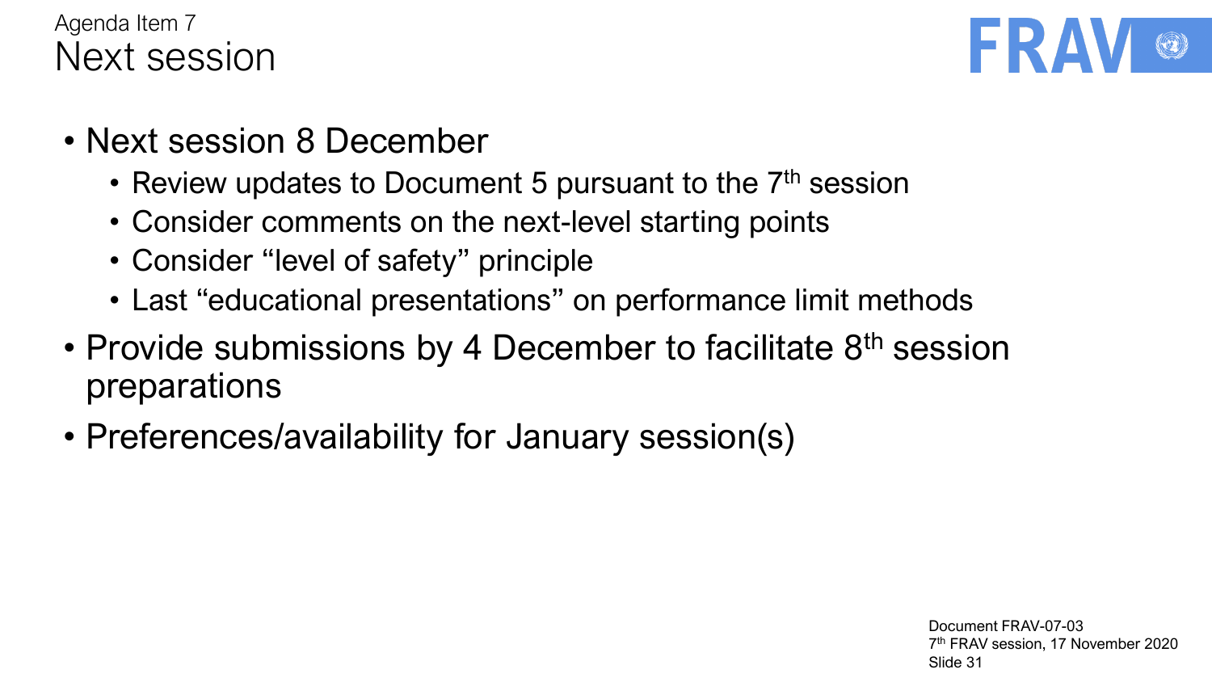Agenda Item 7

# Next session

- Next session 8 December
  - Review updates to Document 5 pursuant to the 7th session
  - Consider comments on the next-level starting points
  - Consider "level of safety" principle
  - Last "educational presentations" on performance limit methods
- Provide submissions by 4 December to facilitate 8th session preparations
- Preferences/availability for January session(s)